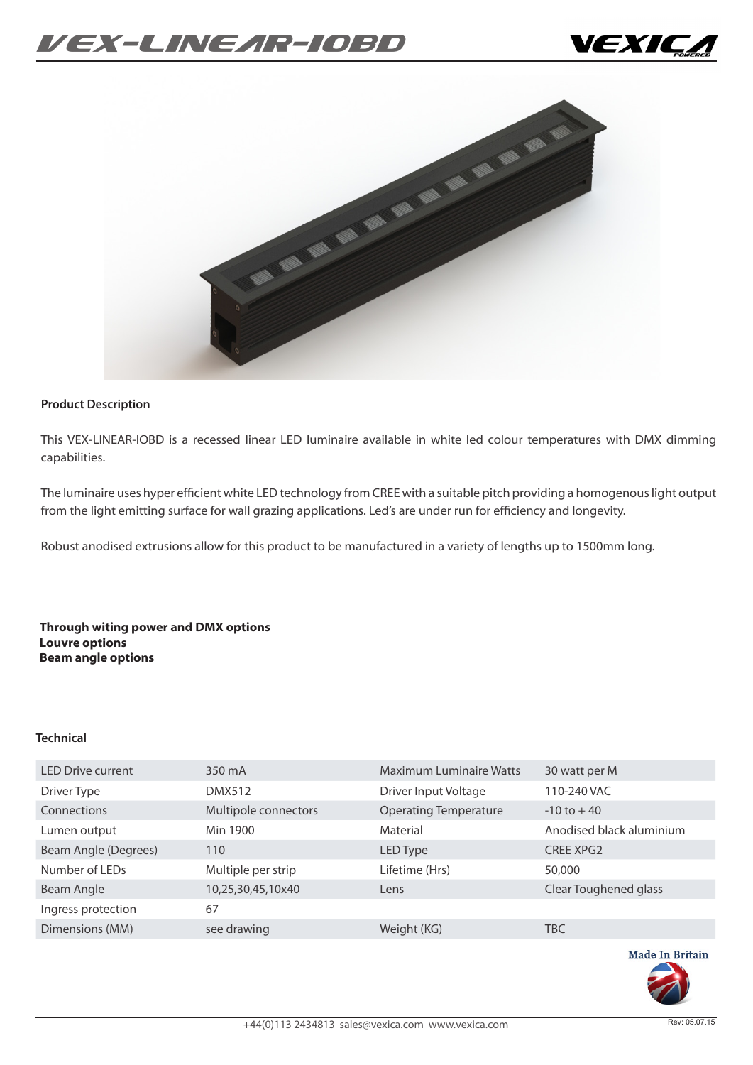# VEX-LINEAR-IOBD

VEXICA POWERED

**Product Description**

This VEX-LINEAR-IOBD is a recessed linear LED luminaire available in white led colour temperatures with DMX dimming capabilities.

The luminaire uses hyper efficient white LED technology from CREE with a suitable pitch providing a homogenous light output from the light emitting surface for wall grazing applications. Led's are under run for efficiency and longevity.

Robust anodised extrusions allow for this product to be manufactured in a variety of lengths up to 1500mm long.

**Through witing power and DMX options**
**Louvre options**
**Beam angle options**

**Technical**

| | | | |
|---|---|---|---|
| LED Drive current | 350 mA | Maximum Luminaire Watts | 30 watt per M |
| Driver Type | DMX512 | Driver Input Voltage | 110-240 VAC |
| Connections | Multipole connectors | Operating Temperature | -10 to + 40 |
| Lumen output | Min 1900 | Material | Anodised black aluminium |
| Beam Angle (Degrees) | 110 | LED Type | CREE XPG2 |
| Number of LEDs | Multiple per strip | Lifetime (Hrs) | 50,000 |
| Beam Angle | 10,25,30,45,10x40 | Lens | Clear Toughened glass |
| Ingress protection | 67 | | |
| Dimensions (MM) | see drawing | Weight (KG) | TBC |

Made In Britain

+44(0)113 2434813 sales@vexica.com www.vexica.com

Rev: 05.07.15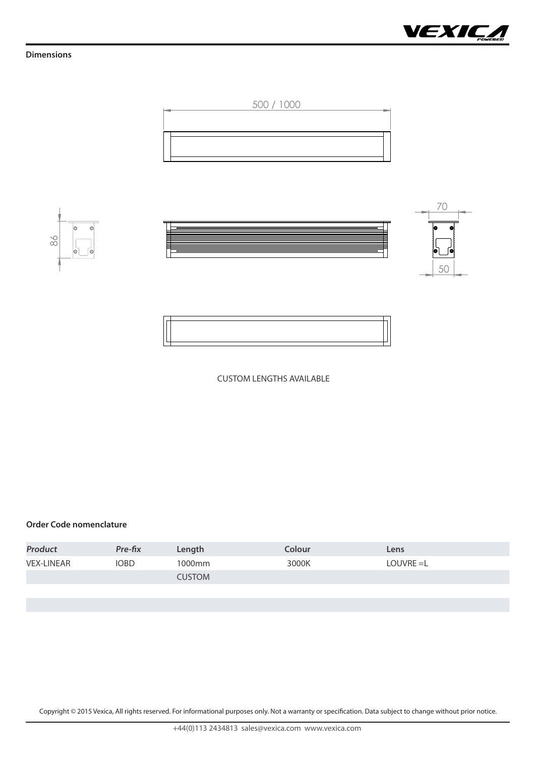## Dimensions

500 / 1000

86

70

50

CUSTOM LENGTHS AVAILABLE

## Order Code nomenclature

| *Product* | *Pre-fix* | Length | Colour | Lens |
| --- | --- | --- | --- | --- |
| VEX-LINEAR | IOBD | 1000mm | 3000K | LOUVRE =L |
| | | CUSTOM | | |

Copyright © 2015 Vexica, All rights reserved. For informational purposes only. Not a warranty or specification. Data subject to change without prior notice.

+44(0)113 2434813 sales@vexica.com www.vexica.com